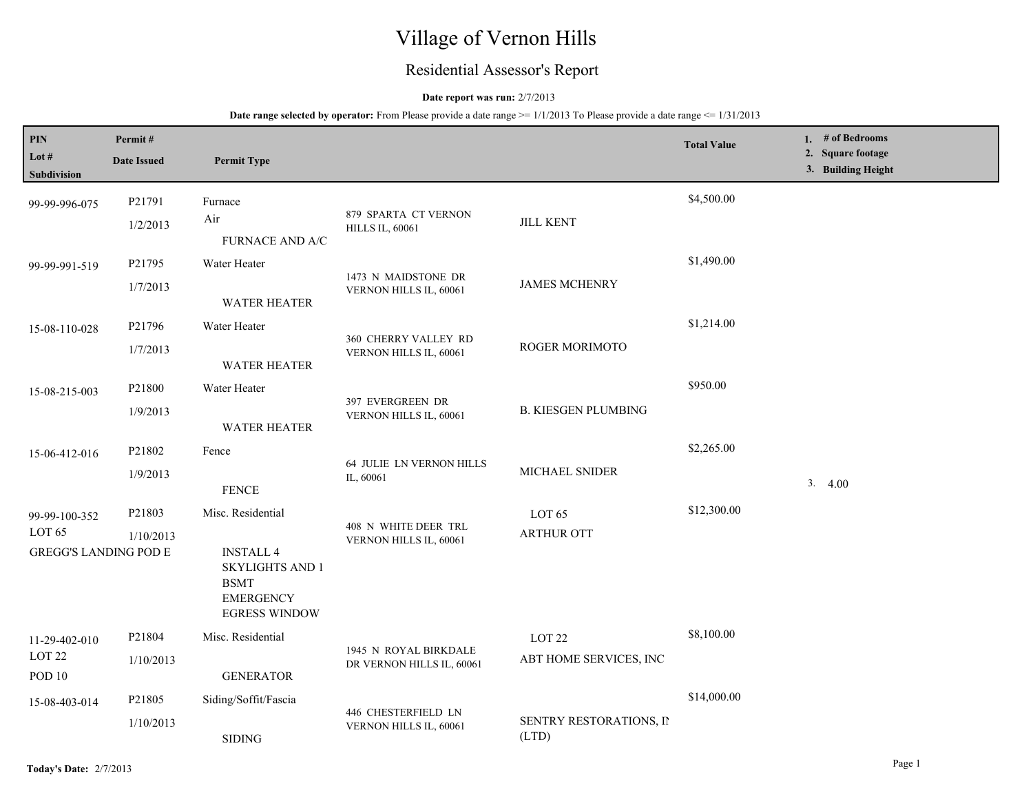# Village of Vernon Hills

## Residential Assessor's Report

**Date report was run:** 2/7/2013

**Date range selected by operator:** From Please provide a date range >= 1/1/2013 To Please provide a date range <= 1/31/2013

| PIN / Lot # / Subdivision | Permit # / Date Issued | Permit Type | Address | Contractor / Owner | Total Value | 1. # of Bedrooms 2. Square footage 3. Building Height |
|---|---|---|---|---|---|---|
| 99-99-996-075 | P21791<br>1/2/2013 | Furnace<br>Air<br>FURNACE AND A/C | 879 SPARTA CT VERNON HILLS IL, 60061 | JILL KENT | $4,500.00 | |
| 99-99-991-519 | P21795<br>1/7/2013 | Water Heater<br>WATER HEATER | 1473 N MAIDSTONE DR VERNON HILLS IL, 60061 | JAMES MCHENRY | $1,490.00 | |
| 15-08-110-028 | P21796<br>1/7/2013 | Water Heater<br>WATER HEATER | 360 CHERRY VALLEY RD VERNON HILLS IL, 60061 | ROGER MORIMOTO | $1,214.00 | |
| 15-08-215-003 | P21800<br>1/9/2013 | Water Heater<br>WATER HEATER | 397 EVERGREEN DR VERNON HILLS IL, 60061 | B. KIESGEN PLUMBING | $950.00 | |
| 15-06-412-016 | P21802<br>1/9/2013 | Fence<br>FENCE | 64 JULIE LN VERNON HILLS IL, 60061 | MICHAEL SNIDER | $2,265.00 | 3. 4.00 |
| 99-99-100-352<br>LOT 65<br>GREGG'S LANDING POD E | P21803<br>1/10/2013 | Misc. Residential<br>INSTALL 4 SKYLIGHTS AND 1 BSMT EMERGENCY EGRESS WINDOW | 408 N WHITE DEER TRL VERNON HILLS IL, 60061 | LOT 65<br>ARTHUR OTT | $12,300.00 | |
| 11-29-402-010<br>LOT 22<br>POD 10 | P21804<br>1/10/2013 | Misc. Residential<br>GENERATOR | 1945 N ROYAL BIRKDALE DR VERNON HILLS IL, 60061 | LOT 22<br>ABT HOME SERVICES, INC | $8,100.00 | |
| 15-08-403-014 | P21805<br>1/10/2013 | Siding/Soffit/Fascia<br>SIDING | 446 CHESTERFIELD LN VERNON HILLS IL, 60061 | SENTRY RESTORATIONS, IN (LTD) | $14,000.00 | |

**Today's Date:** 2/7/2013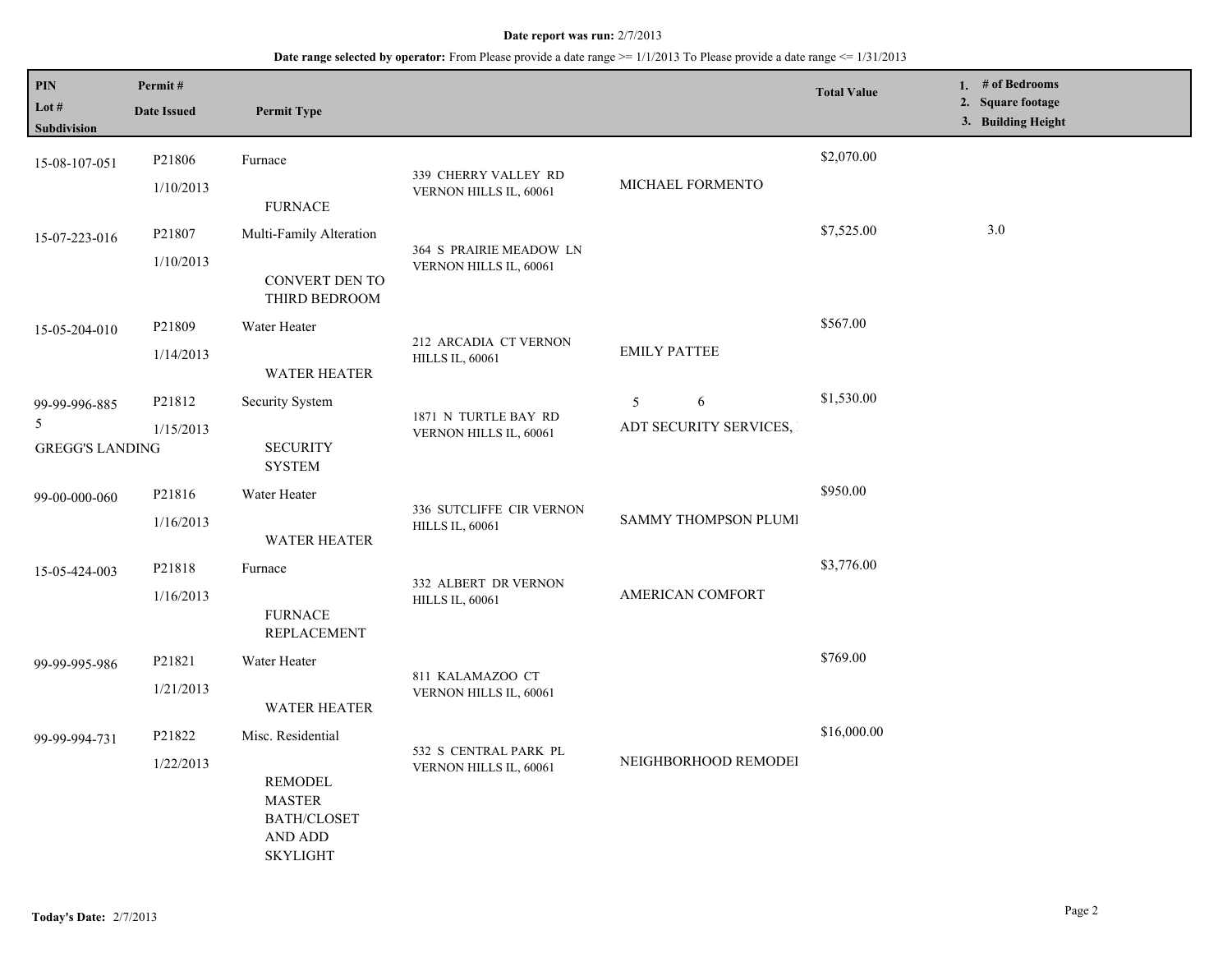**Date report was run:** 2/7/2013

**Date range selected by operator:** From Please provide a date range >= 1/1/2013 To Please provide a date range <= 1/31/2013

| PIN<br>Lot #<br>Subdivision | Permit #<br>Date Issued | Permit Type | | | Total Value | 1. # of Bedrooms<br>2. Square footage<br>3. Building Height |
|---|---|---|---|---|---|---|
| 15-08-107-051 | P21806<br>1/10/2013 | Furnace<br>FURNACE | 339 CHERRY VALLEY RD VERNON HILLS IL, 60061 | MICHAEL FORMENTO | $2,070.00 | |
| 15-07-223-016 | P21807<br>1/10/2013 | Multi-Family Alteration<br>CONVERT DEN TO THIRD BEDROOM | 364 S PRAIRIE MEADOW LN VERNON HILLS IL, 60061 | | $7,525.00 | 3.0 |
| 15-05-204-010 | P21809<br>1/14/2013 | Water Heater<br>WATER HEATER | 212 ARCADIA CT VERNON HILLS IL, 60061 | EMILY PATTEE | $567.00 | |
| 99-99-996-885<br>5<br>GREGG'S LANDING | P21812<br>1/15/2013 | Security System<br>SECURITY SYSTEM | 1871 N TURTLE BAY RD VERNON HILLS IL, 60061 | 5 6<br>ADT SECURITY SERVICES, | $1,530.00 | |
| 99-00-000-060 | P21816<br>1/16/2013 | Water Heater<br>WATER HEATER | 336 SUTCLIFFE CIR VERNON HILLS IL, 60061 | SAMMY THOMPSON PLUMI | $950.00 | |
| 15-05-424-003 | P21818<br>1/16/2013 | Furnace<br>FURNACE REPLACEMENT | 332 ALBERT DR VERNON HILLS IL, 60061 | AMERICAN COMFORT | $3,776.00 | |
| 99-99-995-986 | P21821<br>1/21/2013 | Water Heater<br>WATER HEATER | 811 KALAMAZOO CT VERNON HILLS IL, 60061 | | $769.00 | |
| 99-99-994-731 | P21822<br>1/22/2013 | Misc. Residential<br>REMODEL MASTER BATH/CLOSET AND ADD SKYLIGHT | 532 S CENTRAL PARK PL VERNON HILLS IL, 60061 | NEIGHBORHOOD REMODEI | $16,000.00 | |

**Today's Date:** 2/7/2013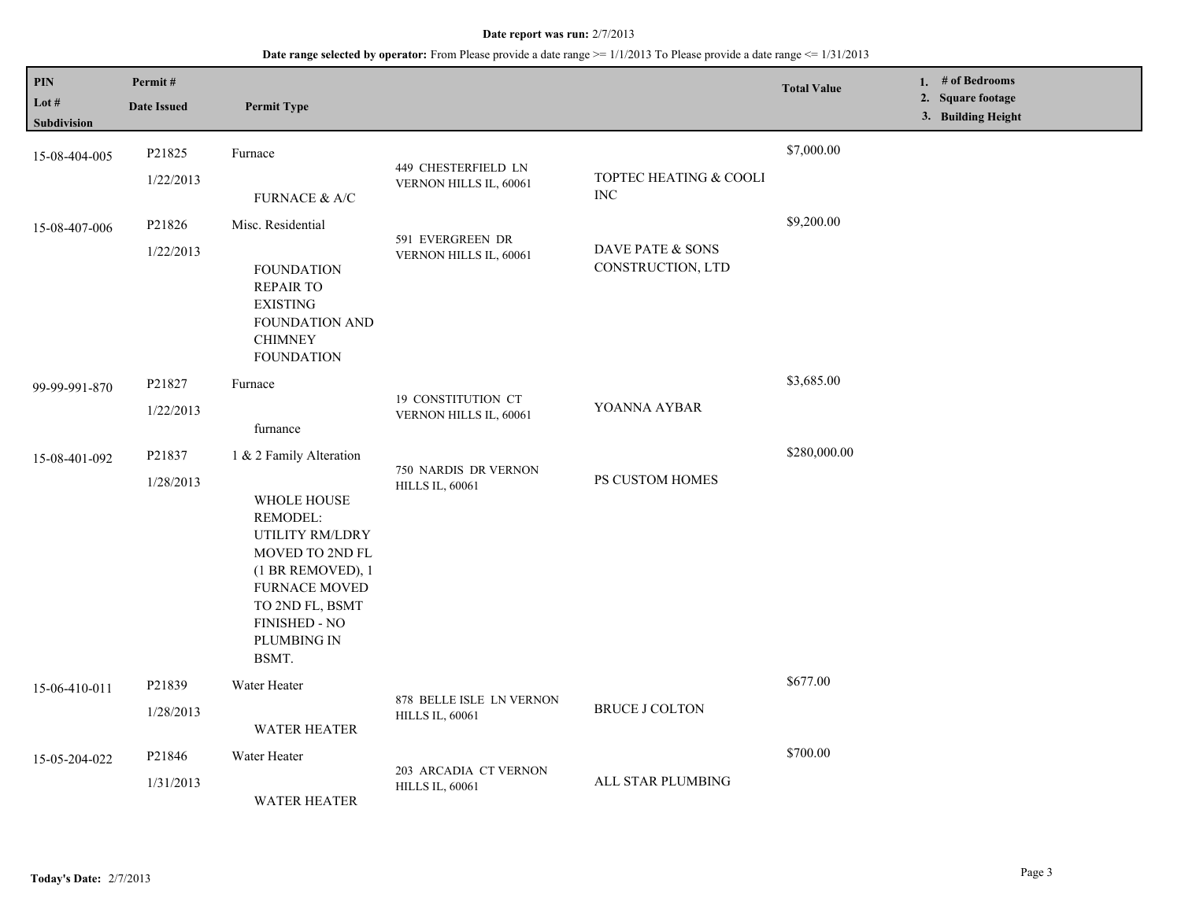**Date report was run:** 2/7/2013

**Date range selected by operator:** From Please provide a date range >= 1/1/2013 To Please provide a date range <= 1/31/2013

| PIN / Lot # / Subdivision | Permit # / Date Issued | Permit Type | | | Total Value | 1. # of Bedrooms 2. Square footage 3. Building Height |
|---|---|---|---|---|---|---|
| 15-08-404-005 | P21825 1/22/2013 | Furnace FURNACE & A/C | 449 CHESTERFIELD LN VERNON HILLS IL, 60061 | TOPTEC HEATING & COOLI INC | $7,000.00 | |
| 15-08-407-006 | P21826 1/22/2013 | Misc. Residential FOUNDATION REPAIR TO EXISTING FOUNDATION AND CHIMNEY FOUNDATION | 591 EVERGREEN DR VERNON HILLS IL, 60061 | DAVE PATE & SONS CONSTRUCTION, LTD | $9,200.00 | |
| 99-99-991-870 | P21827 1/22/2013 | Furnace furnance | 19 CONSTITUTION CT VERNON HILLS IL, 60061 | YOANNA AYBAR | $3,685.00 | |
| 15-08-401-092 | P21837 1/28/2013 | 1 & 2 Family Alteration WHOLE HOUSE REMODEL: UTILITY RM/LDRY MOVED TO 2ND FL (1 BR REMOVED), 1 FURNACE MOVED TO 2ND FL, BSMT FINISHED - NO PLUMBING IN BSMT. | 750 NARDIS DR VERNON HILLS IL, 60061 | PS CUSTOM HOMES | $280,000.00 | |
| 15-06-410-011 | P21839 1/28/2013 | Water Heater WATER HEATER | 878 BELLE ISLE LN VERNON HILLS IL, 60061 | BRUCE J COLTON | $677.00 | |
| 15-05-204-022 | P21846 1/31/2013 | Water Heater WATER HEATER | 203 ARCADIA CT VERNON HILLS IL, 60061 | ALL STAR PLUMBING | $700.00 | |

**Today's Date:** 2/7/2013